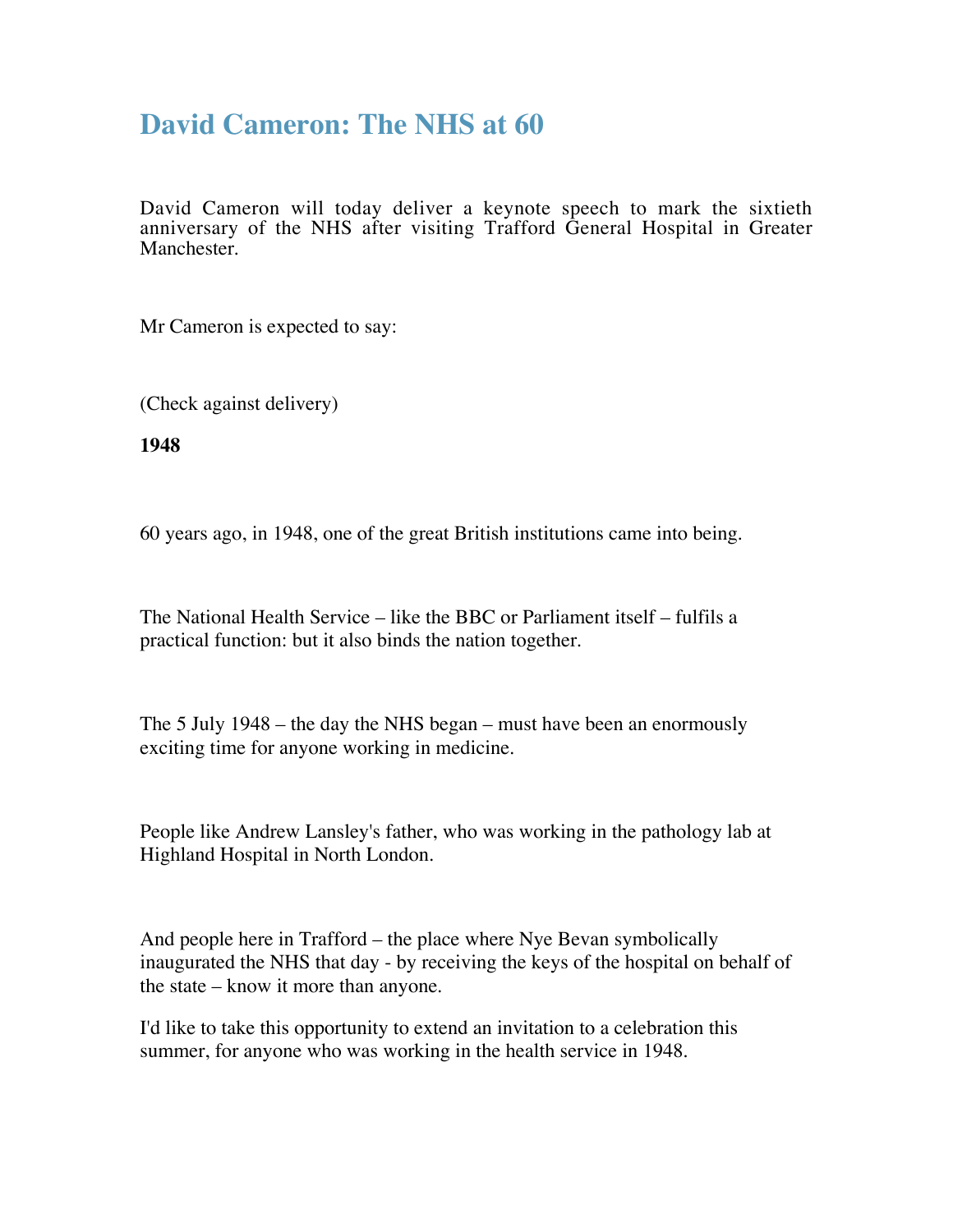# David Cameron: The NHS at 60

David Cameron will today deliver a keynote speech to mark the sixtieth anniversary of the NHS after visiting Trafford General Hospital in Greater Manchester.

Mr Cameron is expected to say:

(Check against delivery)

**1948**

60 years ago, in 1948, one of the great British institutions came into being.

The National Health Service – like the BBC or Parliament itself – fulfils a practical function: but it also binds the nation together.

The 5 July 1948 – the day the NHS began – must have been an enormously exciting time for anyone working in medicine.

People like Andrew Lansley's father, who was working in the pathology lab at Highland Hospital in North London.

And people here in Trafford – the place where Nye Bevan symbolically inaugurated the NHS that day - by receiving the keys of the hospital on behalf of the state – know it more than anyone.

I'd like to take this opportunity to extend an invitation to a celebration this summer, for anyone who was working in the health service in 1948.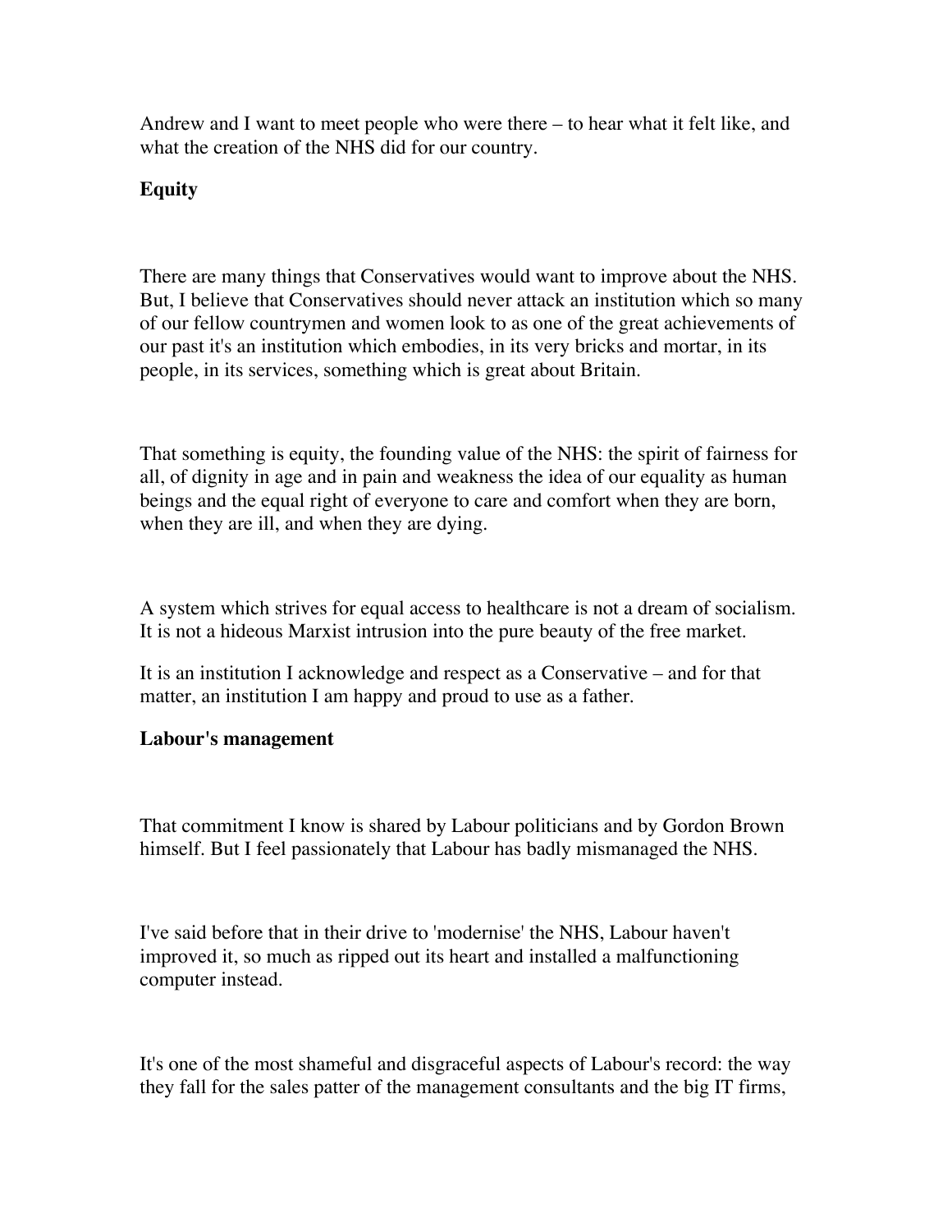Andrew and I want to meet people who were there – to hear what it felt like, and what the creation of the NHS did for our country.

**Equity**

There are many things that Conservatives would want to improve about the NHS. But, I believe that Conservatives should never attack an institution which so many of our fellow countrymen and women look to as one of the great achievements of our past it's an institution which embodies, in its very bricks and mortar, in its people, in its services, something which is great about Britain.

That something is equity, the founding value of the NHS: the spirit of fairness for all, of dignity in age and in pain and weakness the idea of our equality as human beings and the equal right of everyone to care and comfort when they are born, when they are ill, and when they are dying.

A system which strives for equal access to healthcare is not a dream of socialism. It is not a hideous Marxist intrusion into the pure beauty of the free market.

It is an institution I acknowledge and respect as a Conservative – and for that matter, an institution I am happy and proud to use as a father.

**Labour's management**

That commitment I know is shared by Labour politicians and by Gordon Brown himself. But I feel passionately that Labour has badly mismanaged the NHS.

I've said before that in their drive to 'modernise' the NHS, Labour haven't improved it, so much as ripped out its heart and installed a malfunctioning computer instead.

It's one of the most shameful and disgraceful aspects of Labour's record: the way they fall for the sales patter of the management consultants and the big IT firms,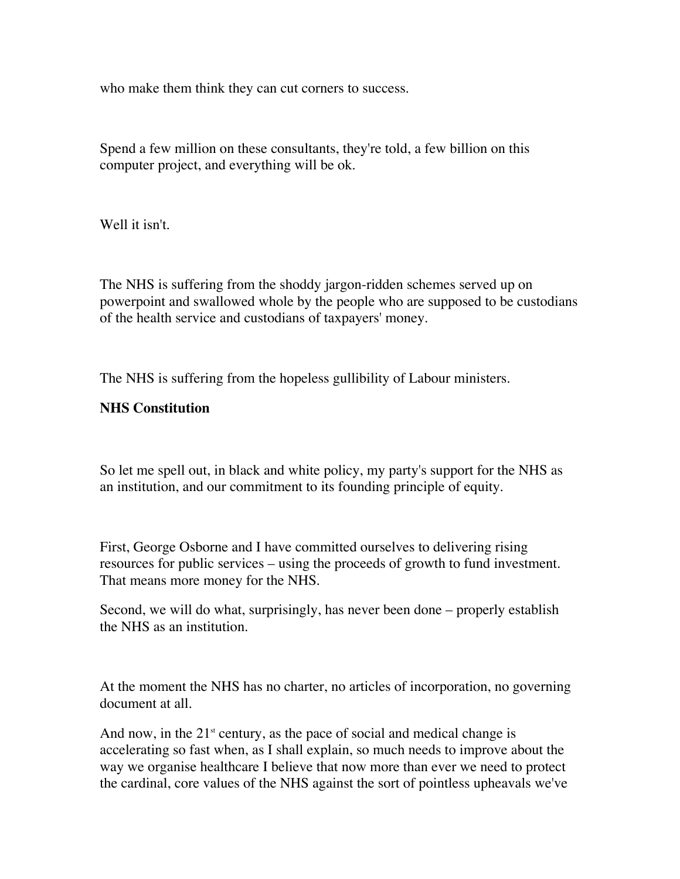who make them think they can cut corners to success.

Spend a few million on these consultants, they're told, a few billion on this computer project, and everything will be ok.

Well it isn't.

The NHS is suffering from the shoddy jargon-ridden schemes served up on powerpoint and swallowed whole by the people who are supposed to be custodians of the health service and custodians of taxpayers' money.

The NHS is suffering from the hopeless gullibility of Labour ministers.

**NHS Constitution**

So let me spell out, in black and white policy, my party's support for the NHS as an institution, and our commitment to its founding principle of equity.

First, George Osborne and I have committed ourselves to delivering rising resources for public services – using the proceeds of growth to fund investment. That means more money for the NHS.

Second, we will do what, surprisingly, has never been done – properly establish the NHS as an institution.

At the moment the NHS has no charter, no articles of incorporation, no governing document at all.

And now, in the 21st century, as the pace of social and medical change is accelerating so fast when, as I shall explain, so much needs to improve about the way we organise healthcare I believe that now more than ever we need to protect the cardinal, core values of the NHS against the sort of pointless upheavals we've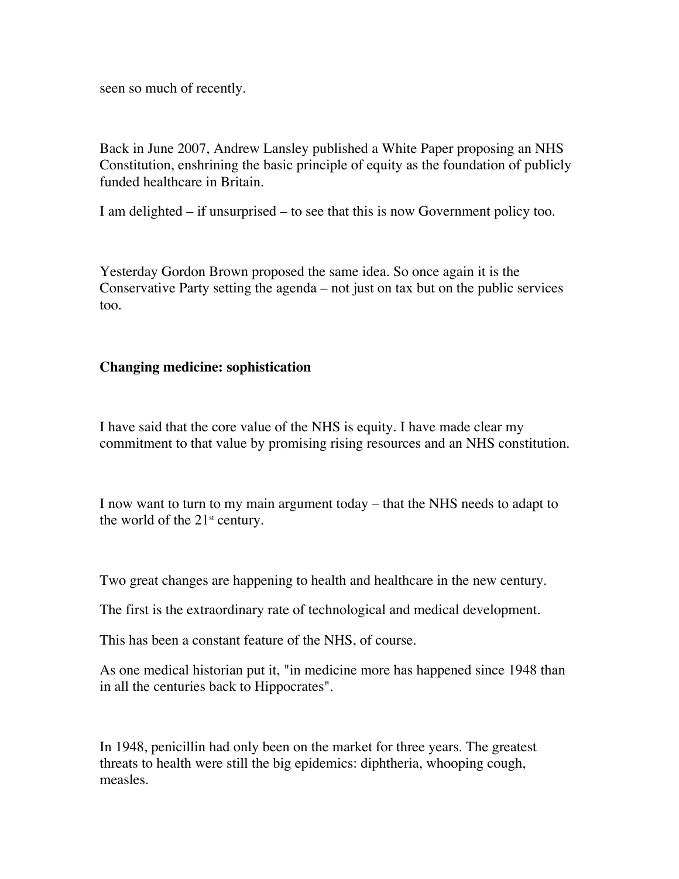seen so much of recently.

Back in June 2007, Andrew Lansley published a White Paper proposing an NHS Constitution, enshrining the basic principle of equity as the foundation of publicly funded healthcare in Britain.

I am delighted – if unsurprised – to see that this is now Government policy too.

Yesterday Gordon Brown proposed the same idea. So once again it is the Conservative Party setting the agenda – not just on tax but on the public services too.

**Changing medicine: sophistication**

I have said that the core value of the NHS is equity. I have made clear my commitment to that value by promising rising resources and an NHS constitution.

I now want to turn to my main argument today – that the NHS needs to adapt to the world of the 21st century.

Two great changes are happening to health and healthcare in the new century.

The first is the extraordinary rate of technological and medical development.

This has been a constant feature of the NHS, of course.

As one medical historian put it, "in medicine more has happened since 1948 than in all the centuries back to Hippocrates".

In 1948, penicillin had only been on the market for three years. The greatest threats to health were still the big epidemics: diphtheria, whooping cough, measles.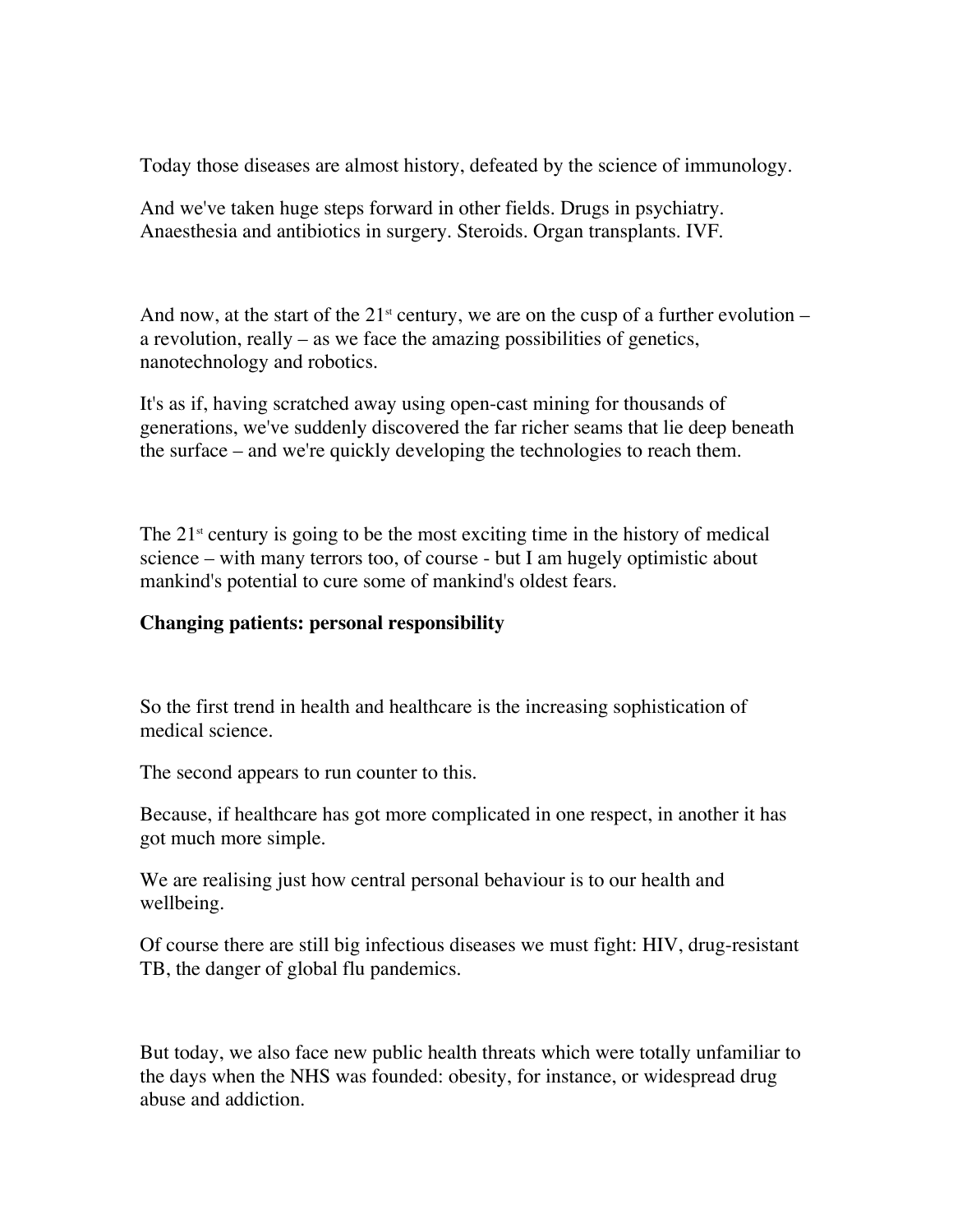Today those diseases are almost history, defeated by the science of immunology.

And we've taken huge steps forward in other fields. Drugs in psychiatry. Anaesthesia and antibiotics in surgery. Steroids. Organ transplants. IVF.

And now, at the start of the 21st century, we are on the cusp of a further evolution – a revolution, really – as we face the amazing possibilities of genetics, nanotechnology and robotics.

It's as if, having scratched away using open-cast mining for thousands of generations, we've suddenly discovered the far richer seams that lie deep beneath the surface – and we're quickly developing the technologies to reach them.

The 21st century is going to be the most exciting time in the history of medical science – with many terrors too, of course - but I am hugely optimistic about mankind's potential to cure some of mankind's oldest fears.

**Changing patients: personal responsibility**

So the first trend in health and healthcare is the increasing sophistication of medical science.

The second appears to run counter to this.

Because, if healthcare has got more complicated in one respect, in another it has got much more simple.

We are realising just how central personal behaviour is to our health and wellbeing.

Of course there are still big infectious diseases we must fight: HIV, drug-resistant TB, the danger of global flu pandemics.

But today, we also face new public health threats which were totally unfamiliar to the days when the NHS was founded: obesity, for instance, or widespread drug abuse and addiction.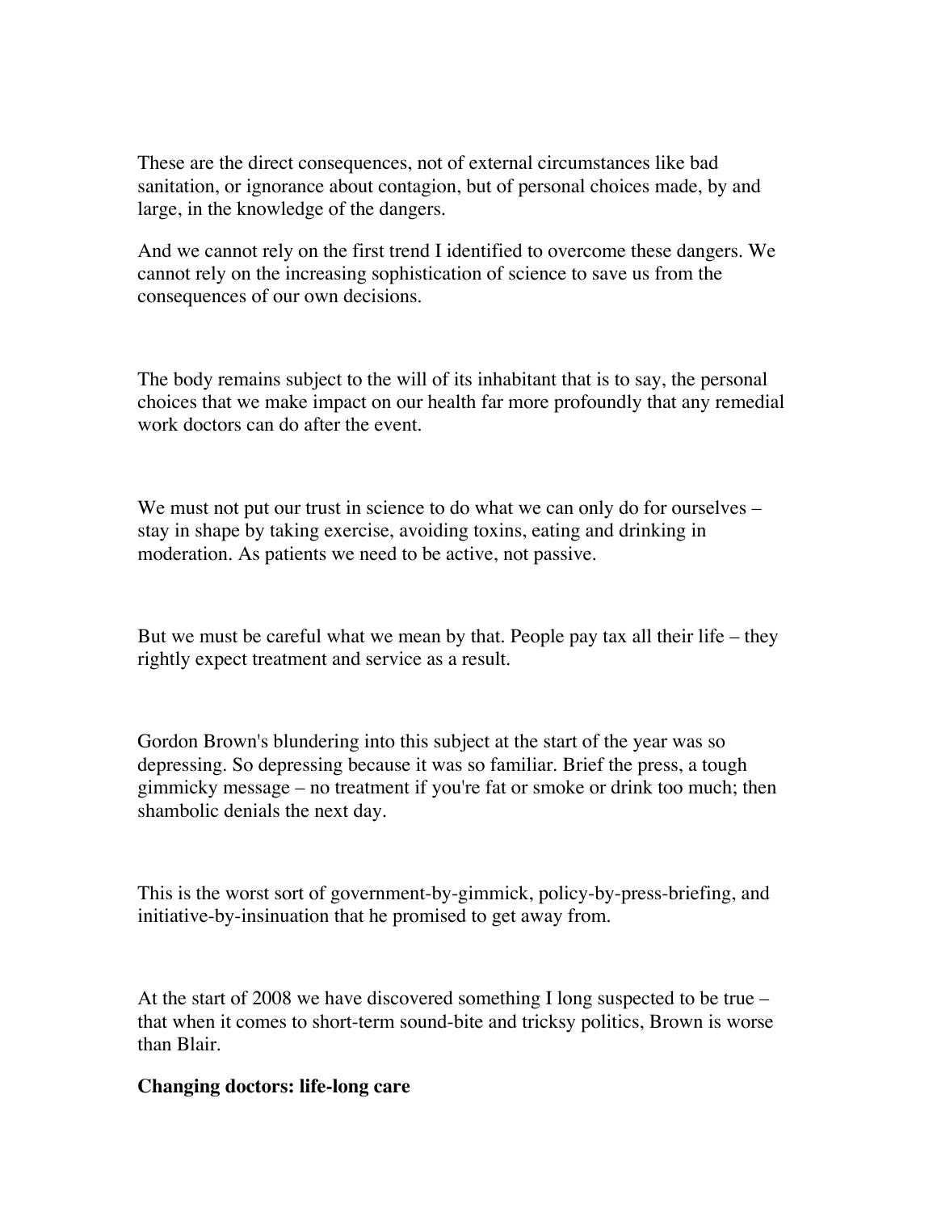These are the direct consequences, not of external circumstances like bad sanitation, or ignorance about contagion, but of personal choices made, by and large, in the knowledge of the dangers.

And we cannot rely on the first trend I identified to overcome these dangers. We cannot rely on the increasing sophistication of science to save us from the consequences of our own decisions.

The body remains subject to the will of its inhabitant that is to say, the personal choices that we make impact on our health far more profoundly that any remedial work doctors can do after the event.

We must not put our trust in science to do what we can only do for ourselves – stay in shape by taking exercise, avoiding toxins, eating and drinking in moderation. As patients we need to be active, not passive.

But we must be careful what we mean by that. People pay tax all their life – they rightly expect treatment and service as a result.

Gordon Brown's blundering into this subject at the start of the year was so depressing. So depressing because it was so familiar. Brief the press, a tough gimmicky message – no treatment if you're fat or smoke or drink too much; then shambolic denials the next day.

This is the worst sort of government-by-gimmick, policy-by-press-briefing, and initiative-by-insinuation that he promised to get away from.

At the start of 2008 we have discovered something I long suspected to be true – that when it comes to short-term sound-bite and tricksy politics, Brown is worse than Blair.

**Changing doctors: life-long care**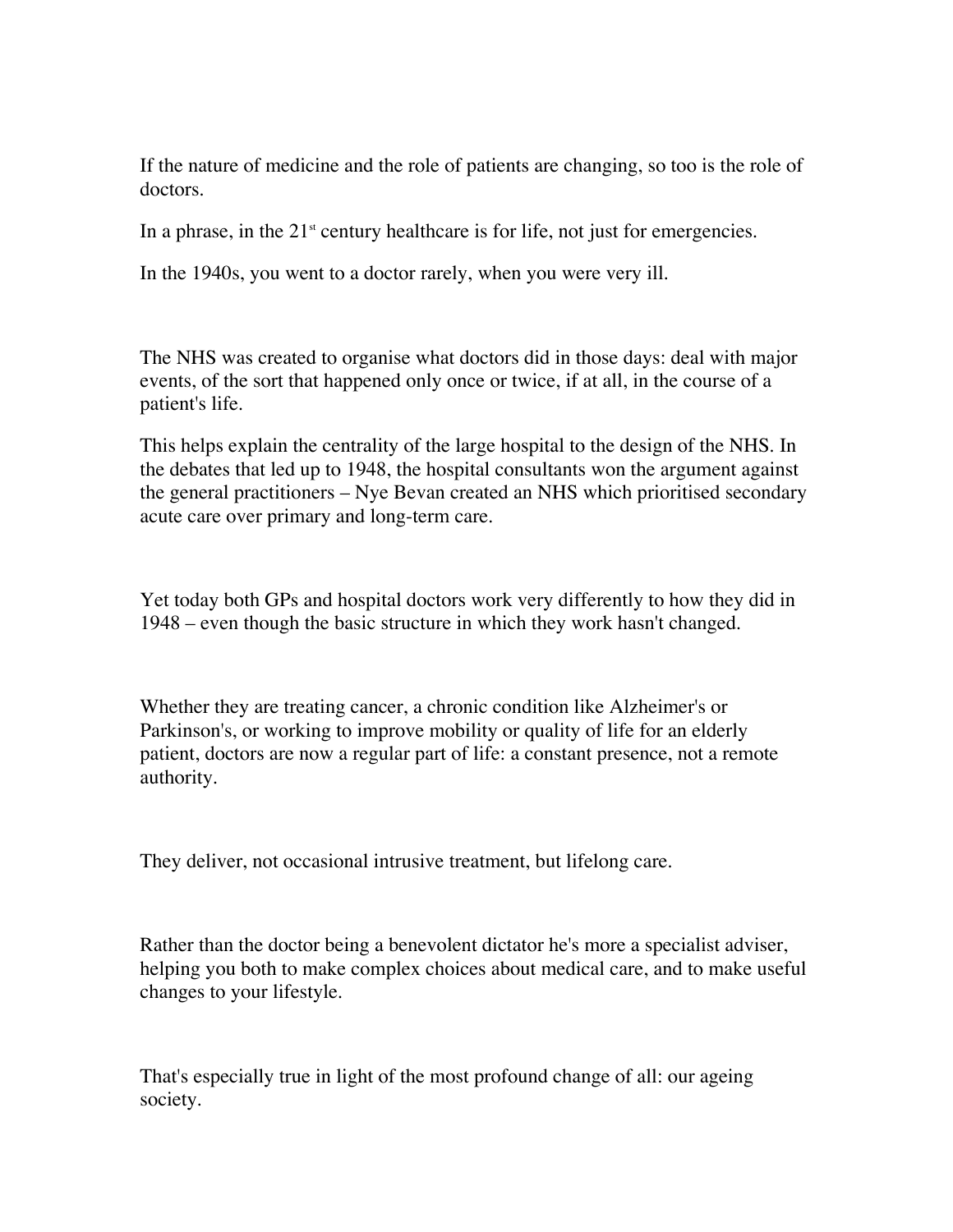If the nature of medicine and the role of patients are changing, so too is the role of doctors.

In a phrase, in the 21st century healthcare is for life, not just for emergencies.

In the 1940s, you went to a doctor rarely, when you were very ill.

The NHS was created to organise what doctors did in those days: deal with major events, of the sort that happened only once or twice, if at all, in the course of a patient's life.

This helps explain the centrality of the large hospital to the design of the NHS. In the debates that led up to 1948, the hospital consultants won the argument against the general practitioners – Nye Bevan created an NHS which prioritised secondary acute care over primary and long-term care.

Yet today both GPs and hospital doctors work very differently to how they did in 1948 – even though the basic structure in which they work hasn't changed.

Whether they are treating cancer, a chronic condition like Alzheimer's or Parkinson's, or working to improve mobility or quality of life for an elderly patient, doctors are now a regular part of life: a constant presence, not a remote authority.

They deliver, not occasional intrusive treatment, but lifelong care.

Rather than the doctor being a benevolent dictator he's more a specialist adviser, helping you both to make complex choices about medical care, and to make useful changes to your lifestyle.

That's especially true in light of the most profound change of all: our ageing society.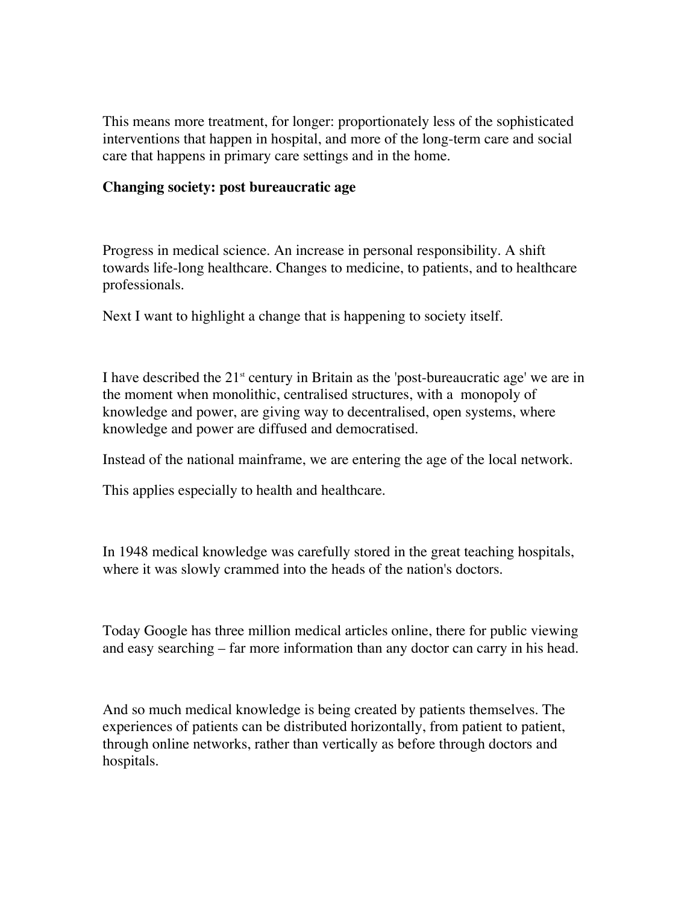This means more treatment, for longer: proportionately less of the sophisticated interventions that happen in hospital, and more of the long-term care and social care that happens in primary care settings and in the home.

**Changing society: post bureaucratic age**

Progress in medical science. An increase in personal responsibility. A shift towards life-long healthcare. Changes to medicine, to patients, and to healthcare professionals.

Next I want to highlight a change that is happening to society itself.

I have described the 21st century in Britain as the 'post-bureaucratic age' we are in the moment when monolithic, centralised structures, with a monopoly of knowledge and power, are giving way to decentralised, open systems, where knowledge and power are diffused and democratised.

Instead of the national mainframe, we are entering the age of the local network.

This applies especially to health and healthcare.

In 1948 medical knowledge was carefully stored in the great teaching hospitals, where it was slowly crammed into the heads of the nation's doctors.

Today Google has three million medical articles online, there for public viewing and easy searching – far more information than any doctor can carry in his head.

And so much medical knowledge is being created by patients themselves. The experiences of patients can be distributed horizontally, from patient to patient, through online networks, rather than vertically as before through doctors and hospitals.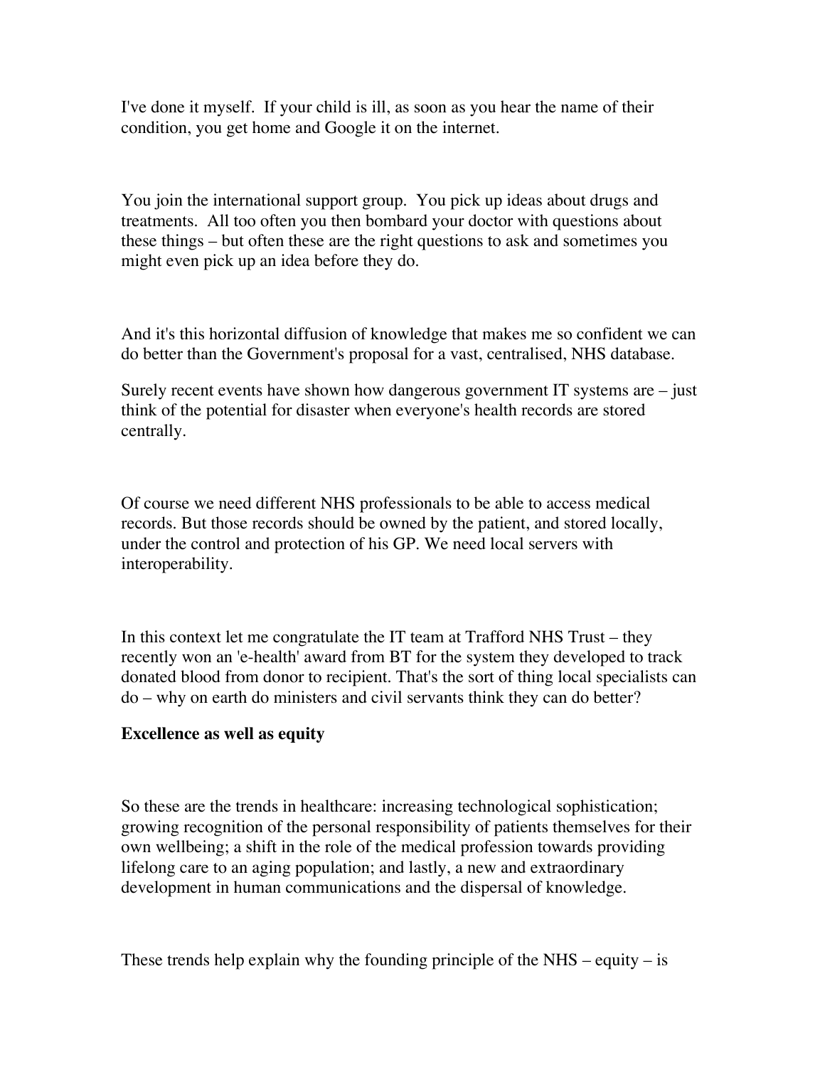I've done it myself. If your child is ill, as soon as you hear the name of their condition, you get home and Google it on the internet.

You join the international support group. You pick up ideas about drugs and treatments. All too often you then bombard your doctor with questions about these things – but often these are the right questions to ask and sometimes you might even pick up an idea before they do.

And it's this horizontal diffusion of knowledge that makes me so confident we can do better than the Government's proposal for a vast, centralised, NHS database.

Surely recent events have shown how dangerous government IT systems are – just think of the potential for disaster when everyone's health records are stored centrally.

Of course we need different NHS professionals to be able to access medical records. But those records should be owned by the patient, and stored locally, under the control and protection of his GP. We need local servers with interoperability.

In this context let me congratulate the IT team at Trafford NHS Trust – they recently won an 'e-health' award from BT for the system they developed to track donated blood from donor to recipient. That's the sort of thing local specialists can do – why on earth do ministers and civil servants think they can do better?

**Excellence as well as equity**

So these are the trends in healthcare: increasing technological sophistication; growing recognition of the personal responsibility of patients themselves for their own wellbeing; a shift in the role of the medical profession towards providing lifelong care to an aging population; and lastly, a new and extraordinary development in human communications and the dispersal of knowledge.

These trends help explain why the founding principle of the NHS – equity – is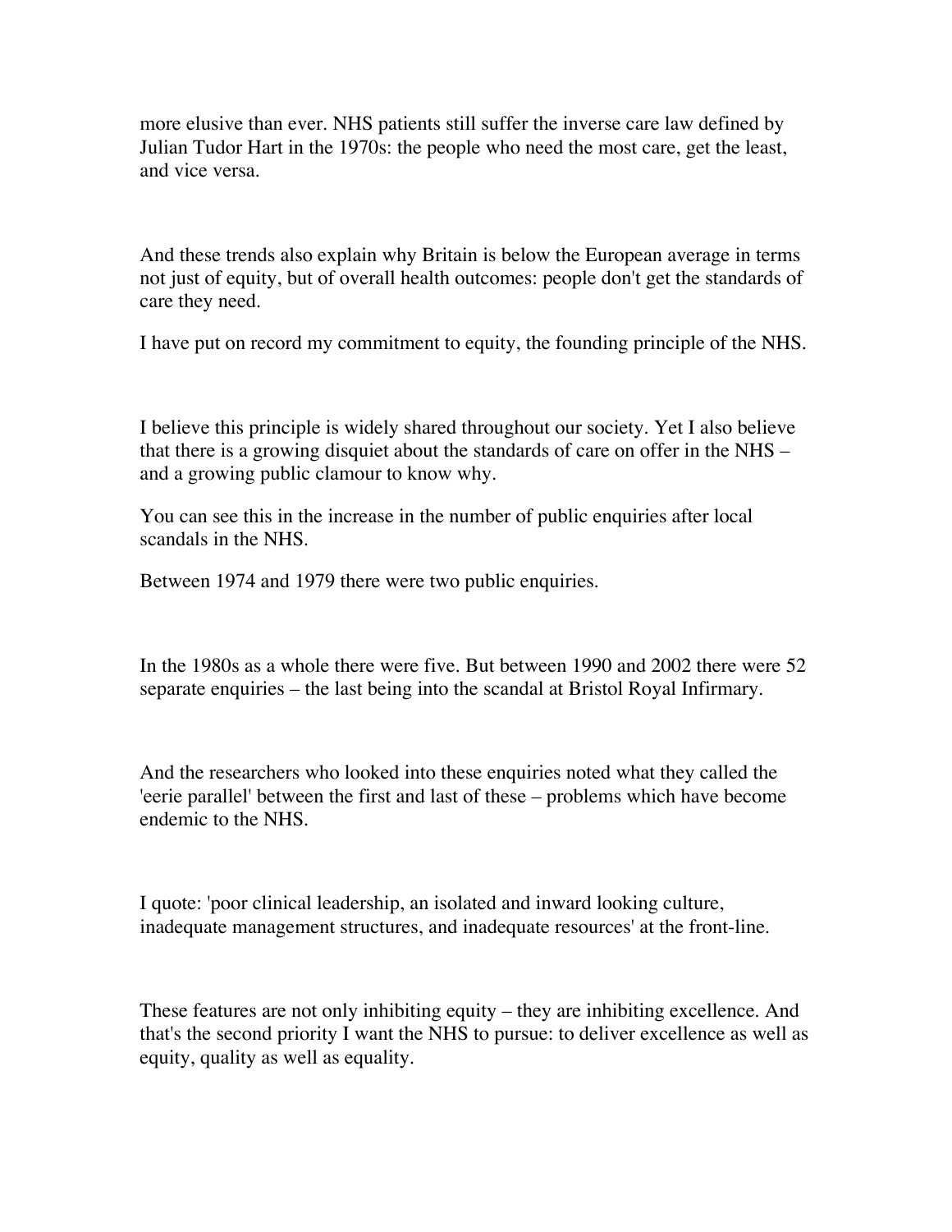more elusive than ever. NHS patients still suffer the inverse care law defined by Julian Tudor Hart in the 1970s: the people who need the most care, get the least, and vice versa.

And these trends also explain why Britain is below the European average in terms not just of equity, but of overall health outcomes: people don't get the standards of care they need.

I have put on record my commitment to equity, the founding principle of the NHS.

I believe this principle is widely shared throughout our society. Yet I also believe that there is a growing disquiet about the standards of care on offer in the NHS – and a growing public clamour to know why.

You can see this in the increase in the number of public enquiries after local scandals in the NHS.

Between 1974 and 1979 there were two public enquiries.

In the 1980s as a whole there were five. But between 1990 and 2002 there were 52 separate enquiries – the last being into the scandal at Bristol Royal Infirmary.

And the researchers who looked into these enquiries noted what they called the 'eerie parallel' between the first and last of these – problems which have become endemic to the NHS.

I quote: 'poor clinical leadership, an isolated and inward looking culture, inadequate management structures, and inadequate resources' at the front-line.

These features are not only inhibiting equity – they are inhibiting excellence. And that's the second priority I want the NHS to pursue: to deliver excellence as well as equity, quality as well as equality.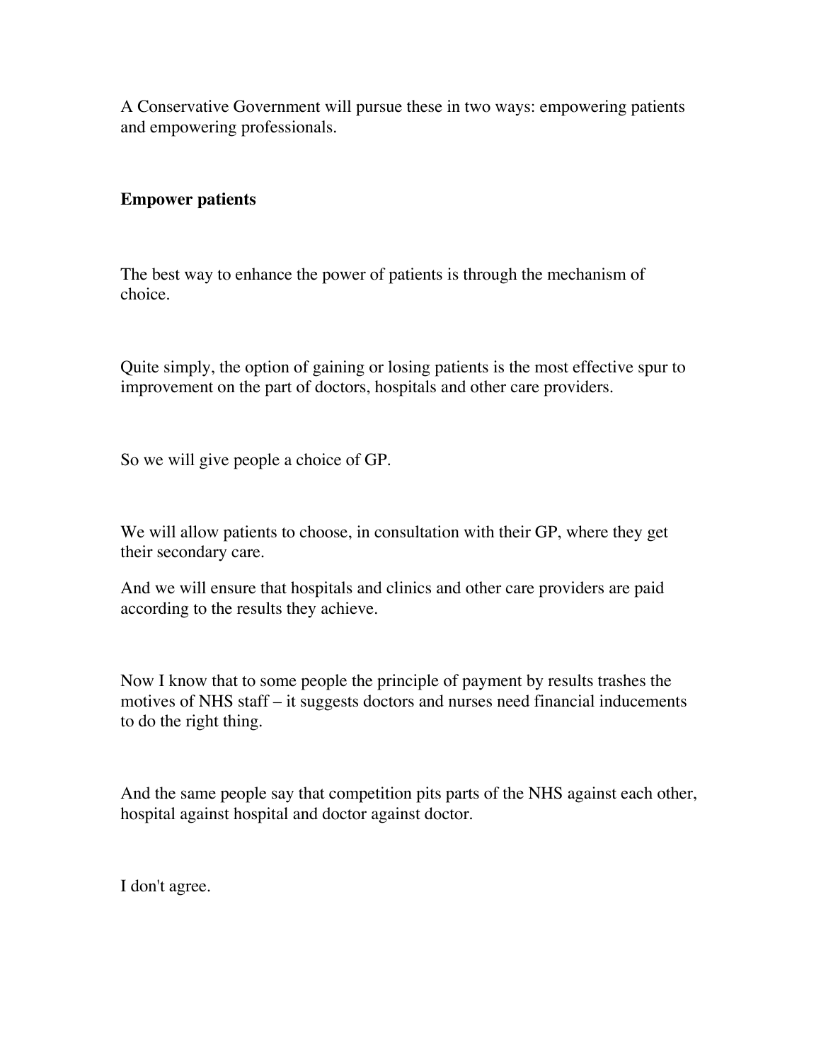A Conservative Government will pursue these in two ways: empowering patients and empowering professionals.

**Empower patients**

The best way to enhance the power of patients is through the mechanism of choice.

Quite simply, the option of gaining or losing patients is the most effective spur to improvement on the part of doctors, hospitals and other care providers.

So we will give people a choice of GP.

We will allow patients to choose, in consultation with their GP, where they get their secondary care.

And we will ensure that hospitals and clinics and other care providers are paid according to the results they achieve.

Now I know that to some people the principle of payment by results trashes the motives of NHS staff – it suggests doctors and nurses need financial inducements to do the right thing.

And the same people say that competition pits parts of the NHS against each other, hospital against hospital and doctor against doctor.

I don't agree.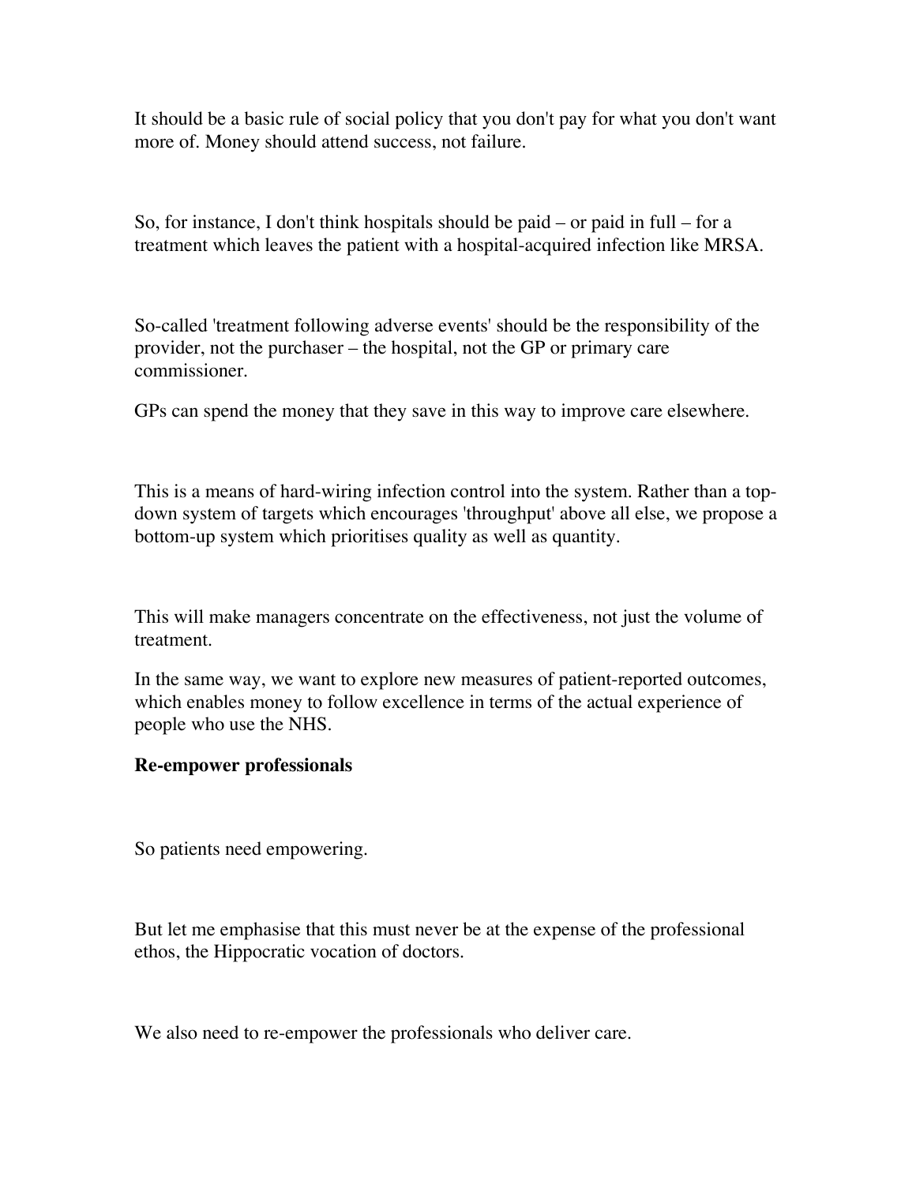It should be a basic rule of social policy that you don't pay for what you don't want more of. Money should attend success, not failure.

So, for instance, I don't think hospitals should be paid – or paid in full – for a treatment which leaves the patient with a hospital-acquired infection like MRSA.

So-called 'treatment following adverse events' should be the responsibility of the provider, not the purchaser – the hospital, not the GP or primary care commissioner.

GPs can spend the money that they save in this way to improve care elsewhere.

This is a means of hard-wiring infection control into the system. Rather than a top-down system of targets which encourages 'throughput' above all else, we propose a bottom-up system which prioritises quality as well as quantity.

This will make managers concentrate on the effectiveness, not just the volume of treatment.

In the same way, we want to explore new measures of patient-reported outcomes, which enables money to follow excellence in terms of the actual experience of people who use the NHS.

**Re-empower professionals**

So patients need empowering.

But let me emphasise that this must never be at the expense of the professional ethos, the Hippocratic vocation of doctors.

We also need to re-empower the professionals who deliver care.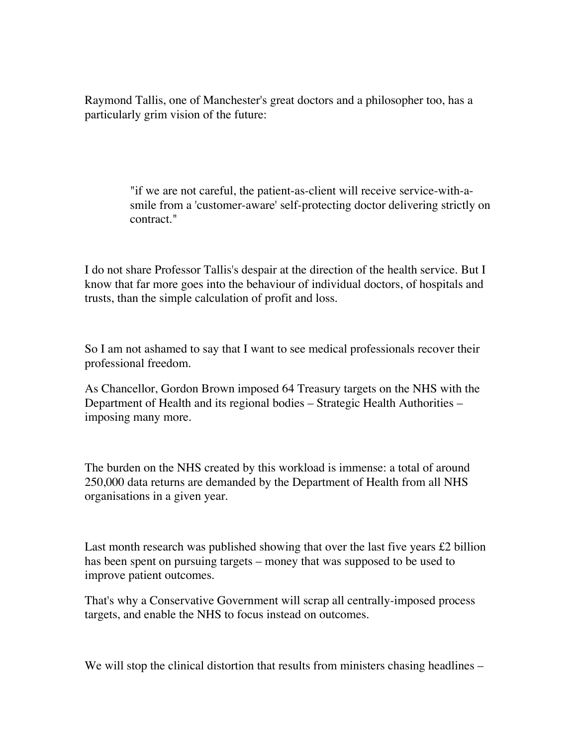Raymond Tallis, one of Manchester's great doctors and a philosopher too, has a particularly grim vision of the future:

> "if we are not careful, the patient-as-client will receive service-with-a-smile from a 'customer-aware' self-protecting doctor delivering strictly on contract."

I do not share Professor Tallis's despair at the direction of the health service. But I know that far more goes into the behaviour of individual doctors, of hospitals and trusts, than the simple calculation of profit and loss.

So I am not ashamed to say that I want to see medical professionals recover their professional freedom.

As Chancellor, Gordon Brown imposed 64 Treasury targets on the NHS with the Department of Health and its regional bodies – Strategic Health Authorities – imposing many more.

The burden on the NHS created by this workload is immense: a total of around 250,000 data returns are demanded by the Department of Health from all NHS organisations in a given year.

Last month research was published showing that over the last five years £2 billion has been spent on pursuing targets – money that was supposed to be used to improve patient outcomes.

That's why a Conservative Government will scrap all centrally-imposed process targets, and enable the NHS to focus instead on outcomes.

We will stop the clinical distortion that results from ministers chasing headlines –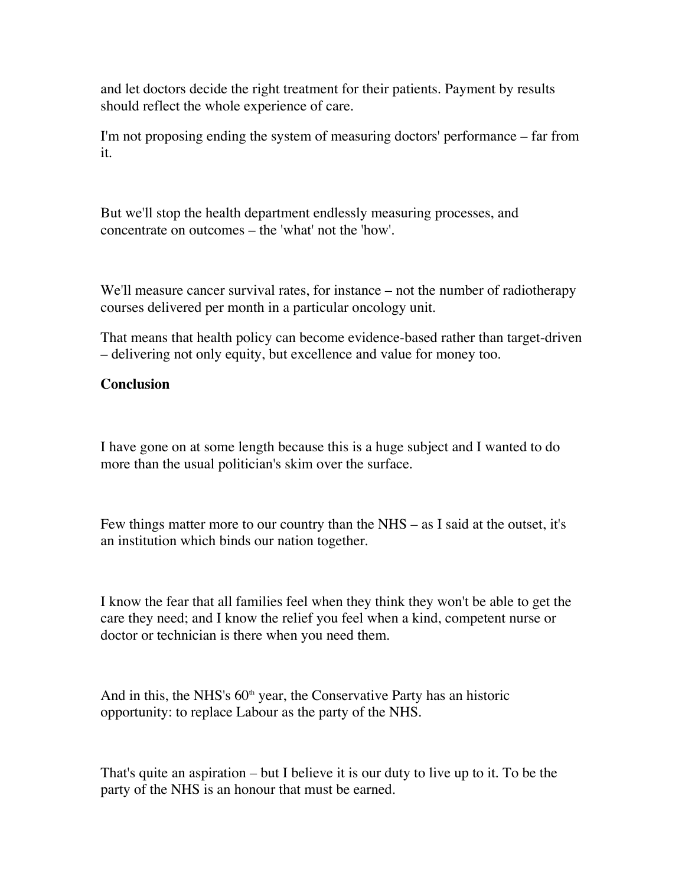and let doctors decide the right treatment for their patients. Payment by results should reflect the whole experience of care.

I'm not proposing ending the system of measuring doctors' performance – far from it.

But we'll stop the health department endlessly measuring processes, and concentrate on outcomes – the 'what' not the 'how'.

We'll measure cancer survival rates, for instance – not the number of radiotherapy courses delivered per month in a particular oncology unit.

That means that health policy can become evidence-based rather than target-driven – delivering not only equity, but excellence and value for money too.

**Conclusion**

I have gone on at some length because this is a huge subject and I wanted to do more than the usual politician's skim over the surface.

Few things matter more to our country than the NHS – as I said at the outset, it's an institution which binds our nation together.

I know the fear that all families feel when they think they won't be able to get the care they need; and I know the relief you feel when a kind, competent nurse or doctor or technician is there when you need them.

And in this, the NHS's 60th year, the Conservative Party has an historic opportunity: to replace Labour as the party of the NHS.

That's quite an aspiration – but I believe it is our duty to live up to it. To be the party of the NHS is an honour that must be earned.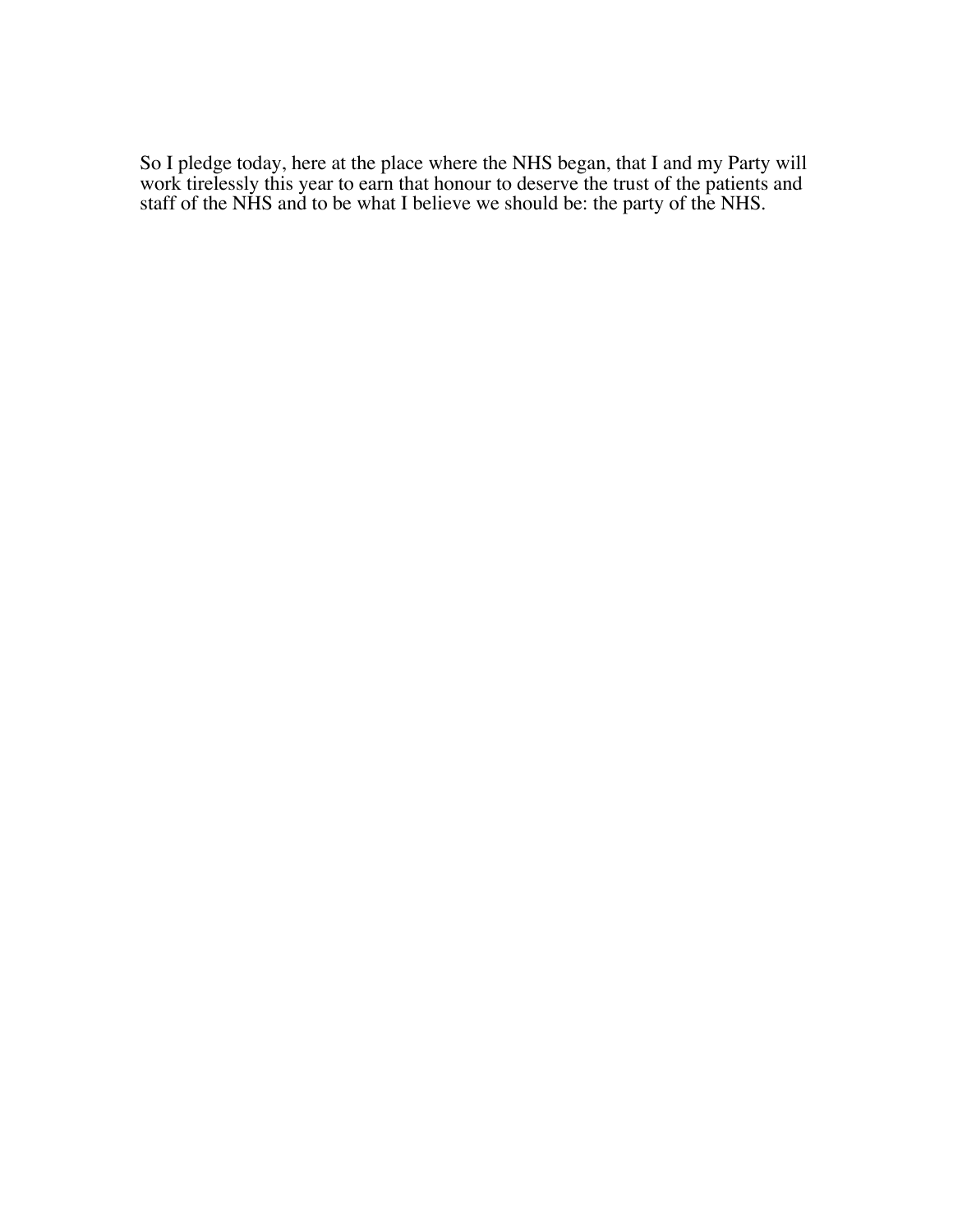So I pledge today, here at the place where the NHS began, that I and my Party will work tirelessly this year to earn that honour to deserve the trust of the patients and staff of the NHS and to be what I believe we should be: the party of the NHS.